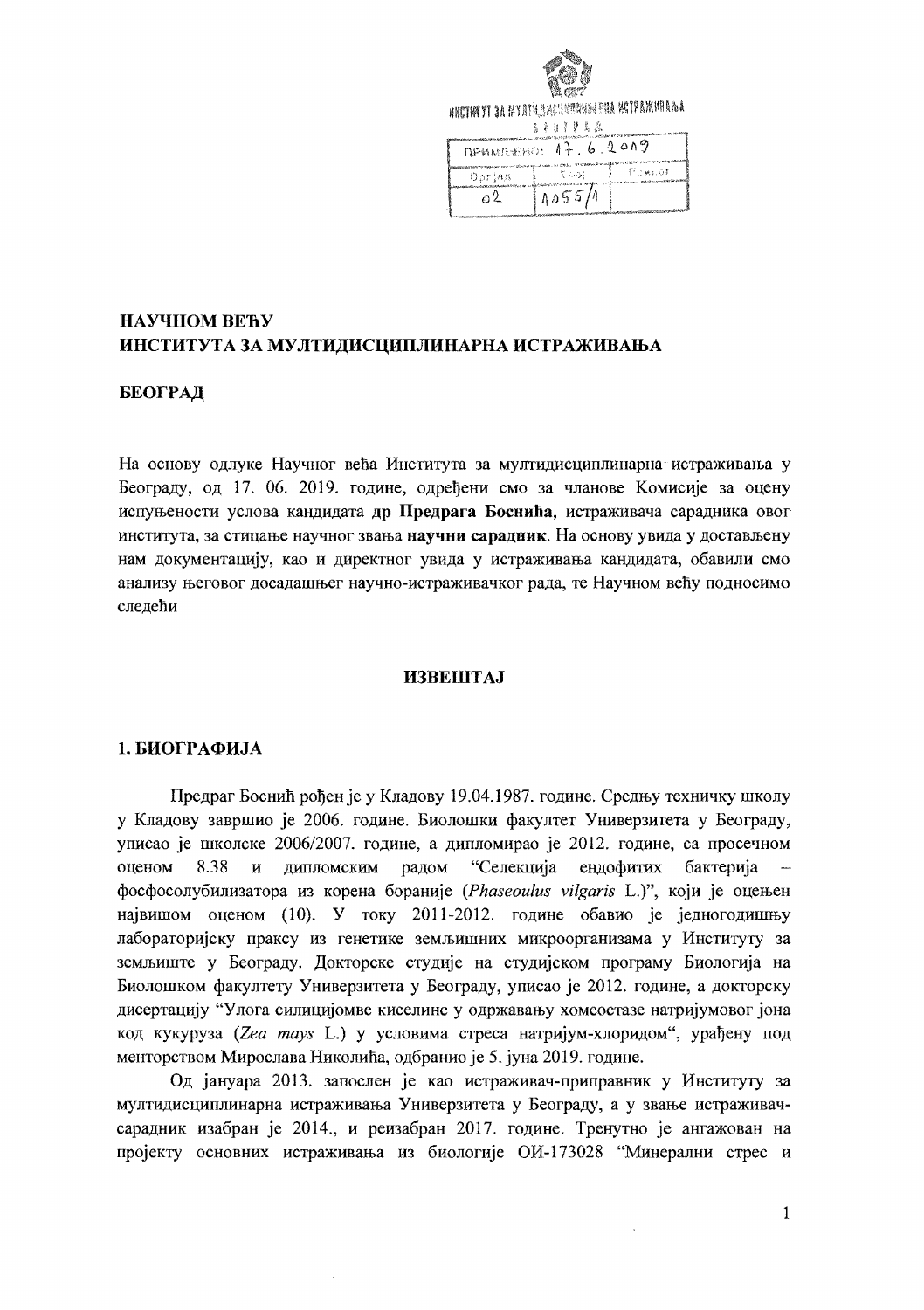ИНСТИТУТ ЗА МУЛТИДИСЦИПЛИНАРНА ИСТРАЖИВАЊА
БЕОГРАД

| ПРИМЉЕНО: 17. 6. 2019 | | |
|---|---|---|
| Орг.јед. | Број | Прилог |
| 02 | 1055/1 | |

**НАУЧНОМ ВЕЋУ**
**ИНСТИТУТА ЗА МУЛТИДИСЦИПЛИНАРНА ИСТРАЖИВАЊА**

**БЕОГРАД**

На основу одлуке Научног већа Института за мултидисциплинарна истраживања у Београду, од 17. 06. 2019. године, одређени смо за чланове Комисије за оцену испуњености услова кандидата **др Предрага Боснића**, истраживача сарадника овог института, за стицање научног звања **научни сарадник**. На основу увида у достављену нам документацију, као и директног увида у истраживања кандидата, обавили смо анализу његовог досадашњег научно-истраживачког рада, те Научном већу подносимо следећи

**ИЗВЕШТАЈ**

## 1. БИОГРАФИЈА

Предраг Боснић рођен је у Кладову 19.04.1987. године. Средњу техничку школу у Кладову завршио је 2006. године. Биолошки факултет Универзитета у Београду, уписао је школске 2006/2007. године, а дипломирао је 2012. године, са просечном оценом 8.38 и дипломским радом "Селекција ендофитих бактерија – фосфосолубилизатора из корена боранијe (*Phaseoulus vilgaris* L.)", који је оцењен највишом оценом (10). У току 2011-2012. године обавио је једногодишњу лабораторијску праксу из генетике земљишних микроорганизама у Институту за земљиште у Београду. Докторске студије на студијском програму Биологија на Биолошком факултету Универзитета у Београду, уписао је 2012. године, а докторску дисертацију "Улога силицијомве киселине у одржавању хомеостазе натријумовог јона код кукуруза (*Zea mays* L.) у условима стреса натријум-хлоридом", урађену под менторством Мирослава Николића, одбранио је 5. јуна 2019. године.

Од јануара 2013. запослен је као истраживач-приправник у Институту за мултидисциплинарна истраживања Универзитета у Београду, а у звање истраживач-сарадник изабран је 2014., и реизабран 2017. године. Тренутно је ангажован на пројекту основних истраживања из биологије ОИ-173028 "Минерални стрес и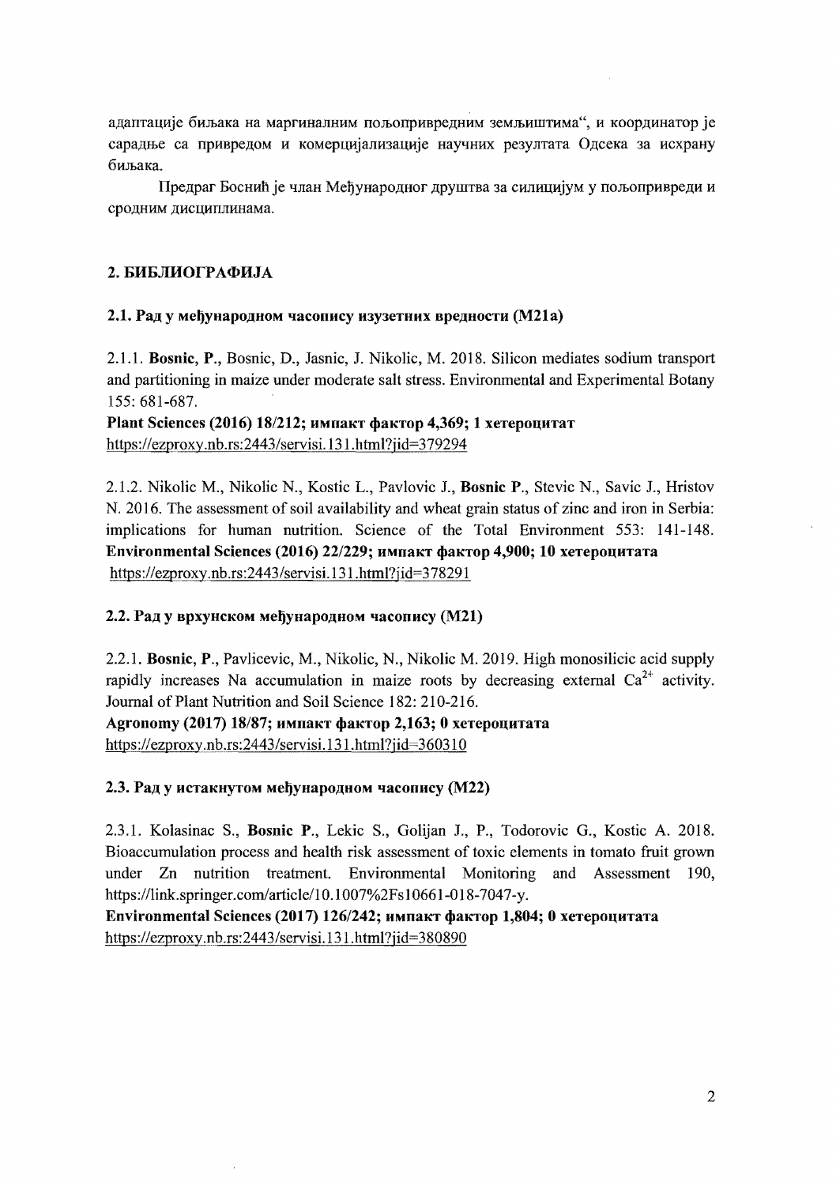адаптације биљака на маргиналним пољопривредним земљиштима", и координатор је сарадње са привредом и комерцијализације научних резултата Одсека за исхрану биљака.

Предраг Боснић је члан Међународног друштва за силицијум у пољопривреди и сродним дисциплинама.

## 2. БИБЛИОГРАФИЈА

### 2.1. Рад у међународном часопису изузетних вредности (M21a)

2.1.1. **Bosnic, P.**, Bosnic, D., Jasnic, J. Nikolic, M. 2018. Silicon mediates sodium transport and partitioning in maize under moderate salt stress. Environmental and Experimental Botany 155: 681-687.
**Plant Sciences (2016) 18/212; импакт фактор 4,369; 1 хетероцитат**
https://ezproxy.nb.rs:2443/servisi.131.html?jid=379294

2.1.2. Nikolic M., Nikolic N., Kostic L., Pavlovic J., **Bosnic P.**, Stevic N., Savic J., Hristov N. 2016. The assessment of soil availability and wheat grain status of zinc and iron in Serbia: implications for human nutrition. Science of the Total Environment 553: 141-148.
**Environmental Sciences (2016) 22/229; импакт фактор 4,900; 10 хетероцитата**
https://ezproxy.nb.rs:2443/servisi.131.html?jid=378291

### 2.2. Рад у врхунском међународном часопису (M21)

2.2.1. **Bosnic, P.**, Pavlicevic, M., Nikolic, N., Nikolic M. 2019. High monosilicic acid supply rapidly increases Na accumulation in maize roots by decreasing external $Ca^{2+}$ activity. Journal of Plant Nutrition and Soil Science 182: 210-216.
**Agronomy (2017) 18/87; импакт фактор 2,163; 0 хетероцитата**
https://ezproxy.nb.rs:2443/servisi.131.html?jid=360310

### 2.3. Рад у истакнутом међународном часопису (M22)

2.3.1. Kolasinac S., **Bosnic P.**, Lekic S., Golijan J., P., Todorovic G., Kostic A. 2018. Bioaccumulation process and health risk assessment of toxic elements in tomato fruit grown under Zn nutrition treatment. Environmental Monitoring and Assessment 190, https://link.springer.com/article/10.1007%2Fs10661-018-7047-y.
**Environmental Sciences (2017) 126/242; импакт фактор 1,804; 0 хетероцитата**
https://ezproxy.nb.rs:2443/servisi.131.html?jid=380890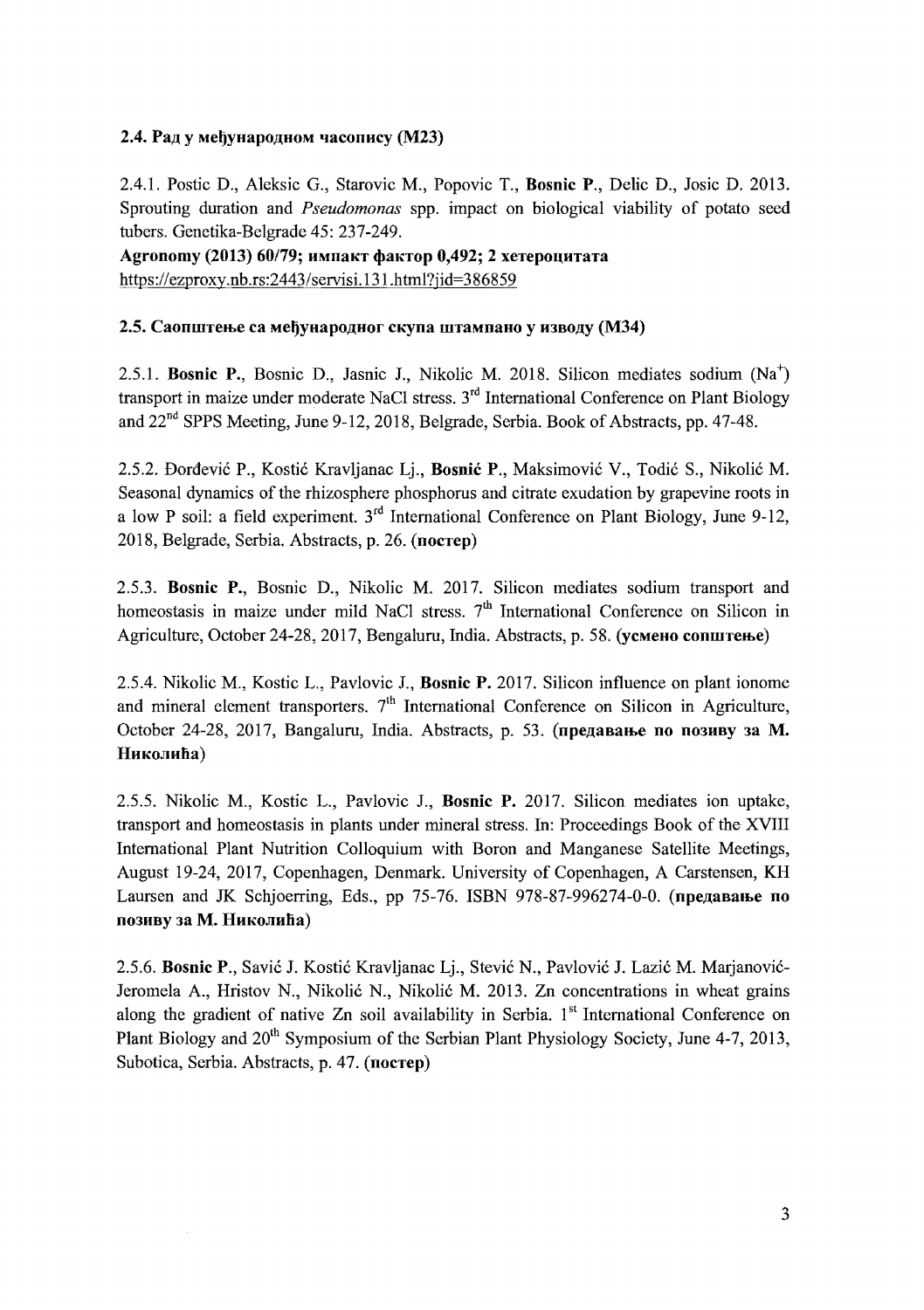### 2.4. Рад у међународном часопису (М23)

2.4.1. Postic D., Aleksic G., Starovic M., Popovic T., **Bosnic P.**, Delic D., Josic D. 2013. Sprouting duration and *Pseudomonas* spp. impact on biological viability of potato seed tubers. Genetika-Belgrade 45: 237-249.
**Agronomy (2013) 60/79; импакт фактор 0,492; 2 хетероцитата**
https://ezproxy.nb.rs:2443/servisi.131.html?jid=386859

### 2.5. Саопштење са међународног скупа штампано у изводу (М34)

2.5.1. **Bosnic P.**, Bosnic D., Jasnic J., Nikolic M. 2018. Silicon mediates sodium ($Na^+$) transport in maize under moderate NaCl stress. 3rd International Conference on Plant Biology and 22nd SPPS Meeting, June 9-12, 2018, Belgrade, Serbia. Book of Abstracts, pp. 47-48.

2.5.2. Đorđević P., Kostić Kravljanac Lj., **Bosnić P.**, Maksimović V., Todić S., Nikolić M. Seasonal dynamics of the rhizosphere phosphorus and citrate exudation by grapevine roots in a low P soil: a field experiment. 3rd International Conference on Plant Biology, June 9-12, 2018, Belgrade, Serbia. Abstracts, p. 26. **(постер)**

2.5.3. **Bosnic P.**, Bosnic D., Nikolic M. 2017. Silicon mediates sodium transport and homeostasis in maize under mild NaCl stress. 7th International Conference on Silicon in Agriculture, October 24-28, 2017, Bengaluru, India. Abstracts, p. 58. **(усмено сопштење)**

2.5.4. Nikolic M., Kostic L., Pavlovic J., **Bosnic P.** 2017. Silicon influence on plant ionome and mineral element transporters. 7th International Conference on Silicon in Agriculture, October 24-28, 2017, Bangaluru, India. Abstracts, p. 53. **(предавање по позиву за М. Николића)**

2.5.5. Nikolic M., Kostic L., Pavlovic J., **Bosnic P.** 2017. Silicon mediates ion uptake, transport and homeostasis in plants under mineral stress. In: Proceedings Book of the XVIII International Plant Nutrition Colloquium with Boron and Manganese Satellite Meetings, August 19-24, 2017, Copenhagen, Denmark. University of Copenhagen, A Carstensen, KH Laursen and JK Schjoerring, Eds., pp 75-76. ISBN 978-87-996274-0-0. **(предавање по позиву за М. Николића)**

2.5.6. **Bosnic P.**, Savić J. Kostić Kravljanac Lj., Stević N., Pavlović J. Lazić M. Marjanović-Jeromela A., Hristov N., Nikolić N., Nikolić M. 2013. Zn concentrations in wheat grains along the gradient of native Zn soil availability in Serbia. 1st International Conference on Plant Biology and 20th Symposium of the Serbian Plant Physiology Society, June 4-7, 2013, Subotica, Serbia. Abstracts, p. 47. **(постер)**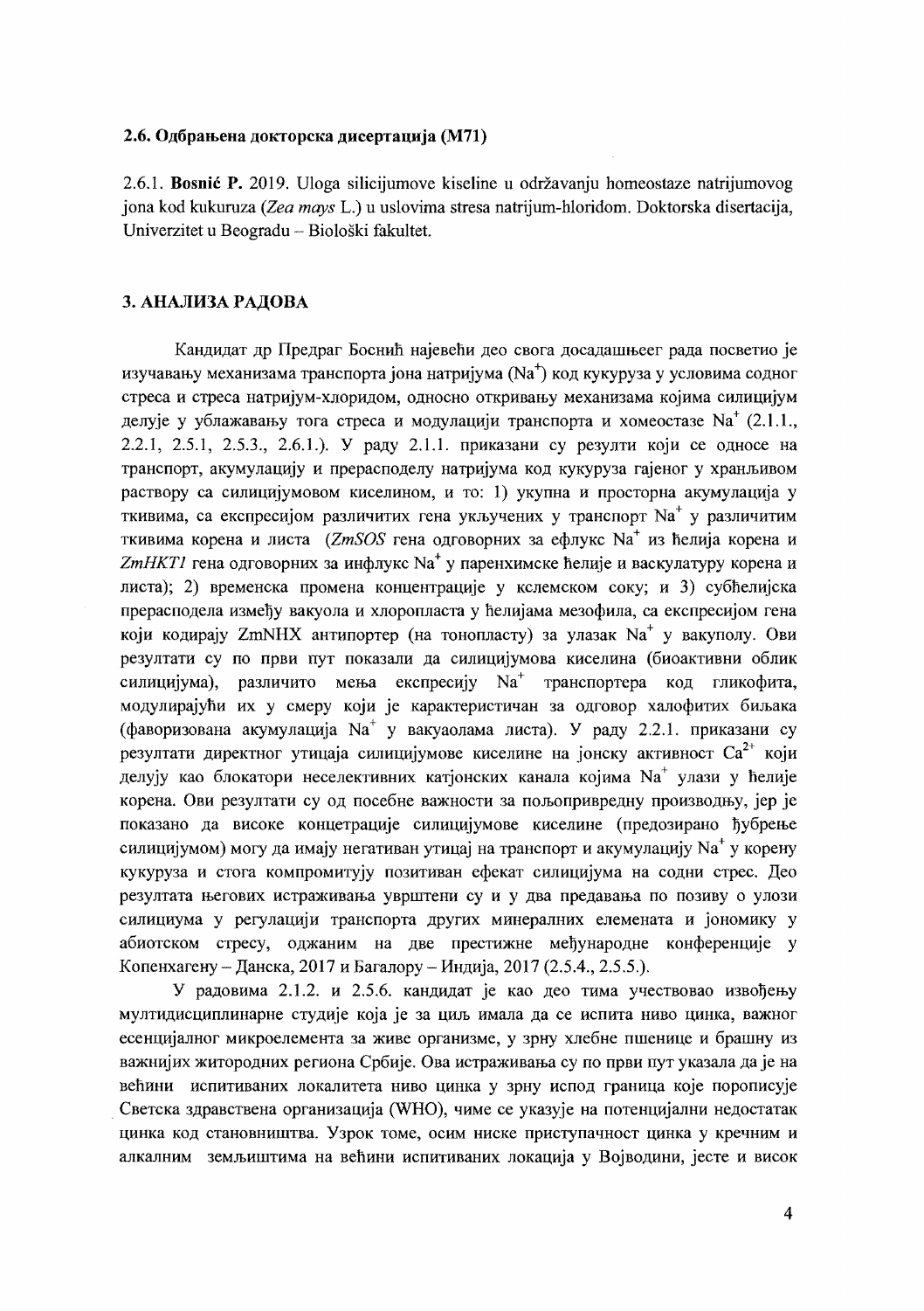### 2.6. Одбрањена докторска дисертација (М71)

2.6.1. **Bosnić P.** 2019. Uloga silicijumove kiseline u održavanju homeostaze natrijumovog jona kod kukuruza (*Zea mays* L.) u uslovima stresa natrijum-hloridom. Doktorska disertacija, Univerzitet u Beogradu – Biološki fakultet.

## 3. АНАЛИЗА РАДОВА

Кандидат др Предраг Боснић највећи део свога досадашњеег рада посветио је изучавању механизама транспорта јона натријума ($Na^+$) код кукуруза у условима содног стреса и стреса натријум-хлоридом, односно откривању механизама којима силицијум делује у ублажавању тога стреса и модулацији транспорта и хомеостазе $Na^+$ (2.1.1., 2.2.1, 2.5.1, 2.5.3., 2.6.1.). У раду 2.1.1. приказани су резулти који се односе на транспорт, акумулацију и прерасподелу натријума код кукуруза гајеног у хранљивом раствору са силицијумовом киселином, и то: 1) укупна и просторна акумулација у ткивима, са експресијом различитих гена укључених у транспорт $Na^+$ у различитим ткивима корена и листа (*ZmSOS* гена одговорних за ефлукс $Na^+$ из ћелија корена и *ZmHKT1* гена одговорних за инфлукс $Na^+$ у паренхимске ћелије и васкулатуру корена и листа); 2) временска промена концентрације у ксилемском соку; и 3) субћелијска прерасподела између вакуола и хлоропласта у ћелијама мезофила, са експресијом гена који кодирају ZmNHX антипортер (на тонопласту) за улазак $Na^+$ у вакуполу. Ови резултати су по први пут показали да силицијумова киселина (биоактивни облик силицијума), различито мења експресију $Na^+$ транспортера код гликофита, модулирајући их у смеру који је карактеристичан за одговор халофитих биљака (фаворизована акумулација $Na^+$ у вакуаолама листа). У раду 2.2.1. приказани су резултати директног утицаја силицијумове киселине на јонску активност $Ca^{2+}$ који делују као блокатори неселективних катјонских канала којима $Na^+$ улази у ћелије корена. Ови резултати су од посебне важности за пољопривредну производњу, јер је показано да високе концетрације силицијумове киселине (предозирано ђубрење силицијумом) могу да имају негативан утицај на транспорт и акумулацију $Na^+$ у корену кукуруза и стога компромитују позитиван ефекат силицијума на содни стрес. Део резултата његових истраживања уврштени су и у два предавања по позиву о улози силициума у регулацији транспорта других минералних елемената и јономику у абиотском стресу, одржаним на две престижне међународне конференције у Копенхагену – Данска, 2017 и Багалору – Индија, 2017 (2.5.4., 2.5.5.).

У радовима 2.1.2. и 2.5.6. кандидат је као део тима учествовао извођењу мултидисциплинарне студије која је за циљ имала да се испита ниво цинка, важног есенцијалног микроелемента за живе организме, у зрну хлебне пшенице и брашну из важнијих житородних региона Србије. Ова истраживања су по први пут указала да је на већини испитиваних локалитета ниво цинка у зрну испод граница које поорописује Светска здравствена организација (WHO), чиме се указује на потенцијални недостатак цинка код становништва. Узрок томе, осим ниске приступачност цинка у кречним и алкалним земљиштима на већини испитиваних локација у Војводини, јесте и висок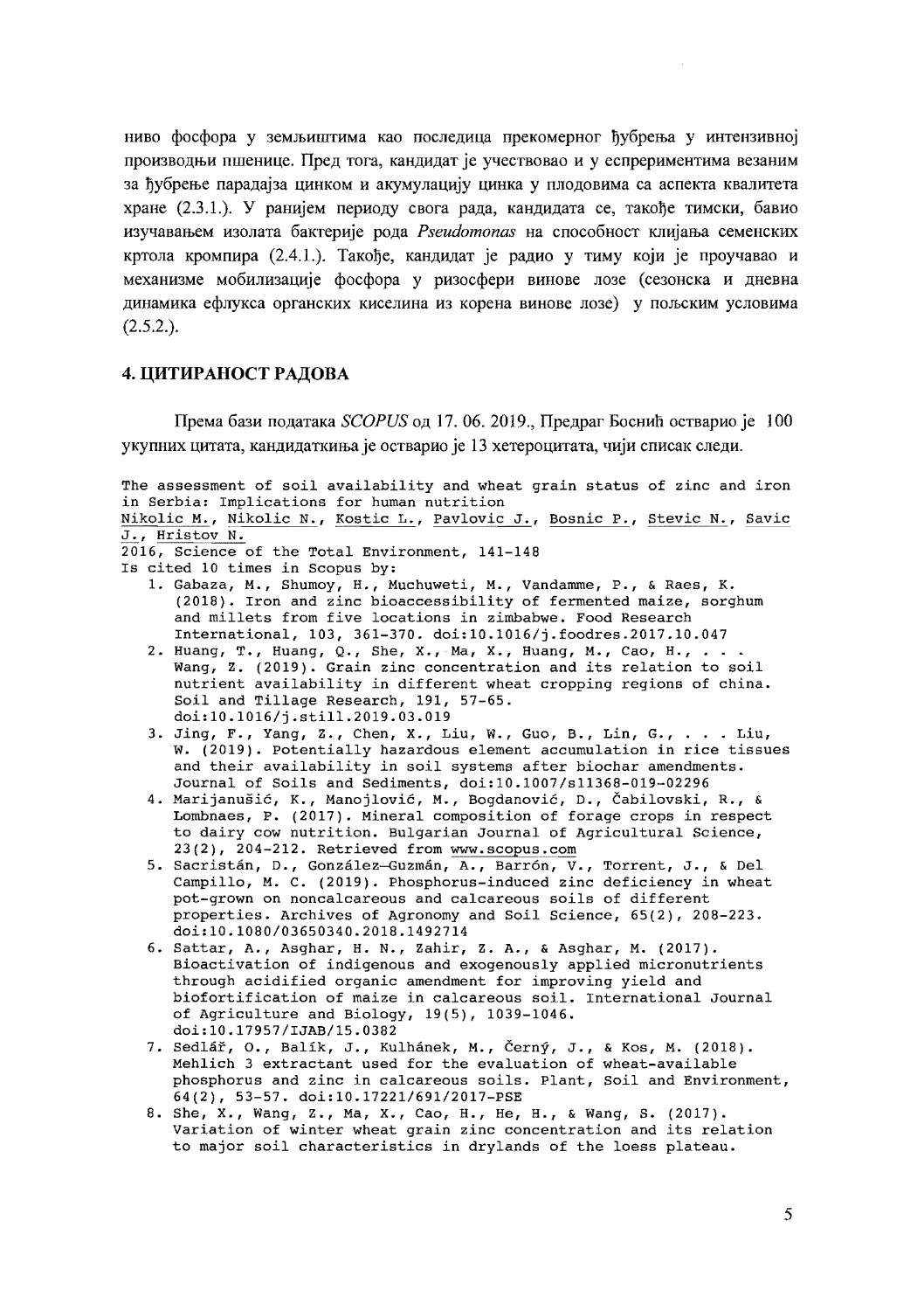ниво фосфора у земљиштима као последица прекомерног ђубрења у интензивној производњи пшенице. Пред тога, кандидат је учествовао и у еспририментима везаним за ђубрење парадајза цинком и акумулацију цинка у плодовима са аспекта квалитета хране (2.3.1.). У ранијем периоду свога рада, кандидата се, такође тимски, бавио изучавањем изолата бактерије рода *Pseudomonas* на способност клијања семенских кртола кромпира (2.4.1.). Такође, кандидат је радио у тиму који је проучавао и механизме мобилизације фосфора у ризосфери винове лозе (сезонска и дневна динамика ефлукса органских киселина из корена винове лозе) у пољским условима (2.5.2.).

## 4. ЦИТИРАНОСТ РАДОВА

Према бази података *SCOPUS* од 17. 06. 2019., Предраг Бошнић остварио је 100 укупних цитата, кандидаткиња је остварио је 13 хетероцитата, чији списак следи.

The assessment of soil availability and wheat grain status of zinc and iron in Serbia: Implications for human nutrition
Nikolic M., Nikolic N., Kostic L., Pavlovic J., Bosnic P., Stevic N., Savic J., Hristov N.
2016, Science of the Total Environment, 141-148
Is cited 10 times in Scopus by:

1. Gabaza, M., Shumoy, H., Muchuweti, M., Vandamme, P., & Raes, K. (2018). Iron and zinc bioaccessibility of fermented maize, sorghum and millets from five locations in zimbabwe. Food Research International, 103, 361-370. doi:10.1016/j.foodres.2017.10.047
2. Huang, T., Huang, Q., She, X., Ma, X., Huang, M., Cao, H., . . . Wang, Z. (2019). Grain zinc concentration and its relation to soil nutrient availability in different wheat cropping regions of china. Soil and Tillage Research, 191, 57-65. doi:10.1016/j.still.2019.03.019
3. Jing, F., Yang, Z., Chen, X., Liu, W., Guo, B., Lin, G., . . . Liu, W. (2019). Potentially hazardous element accumulation in rice tissues and their availability in soil systems after biochar amendments. Journal of Soils and Sediments, doi:10.1007/s11368-019-02296
4. Marijanušić, K., Manojlović, M., Bogdanović, D., Čabilovski, R., & Lombnaes, P. (2017). Mineral composition of forage crops in respect to dairy cow nutrition. Bulgarian Journal of Agricultural Science, 23(2), 204-212. Retrieved from www.scopus.com
5. Sacristán, D., González-Guzmán, A., Barrón, V., Torrent, J., & Del Campillo, M. C. (2019). Phosphorus-induced zinc deficiency in wheat pot-grown on noncalcareous and calcareous soils of different properties. Archives of Agronomy and Soil Science, 65(2), 208-223. doi:10.1080/03650340.2018.1492714
6. Sattar, A., Asghar, H. N., Zahir, Z. A., & Asghar, M. (2017). Bioactivation of indigenous and exogenously applied micronutrients through acidified organic amendment for improving yield and biofortification of maize in calcareous soil. International Journal of Agriculture and Biology, 19(5), 1039-1046. doi:10.17957/IJAB/15.0382
7. Sedlář, O., Balík, J., Kulhánek, M., Černý, J., & Kos, M. (2018). Mehlich 3 extractant used for the evaluation of wheat-available phosphorus and zinc in calcareous soils. Plant, Soil and Environment, 64(2), 53-57. doi:10.17221/691/2017-PSE
8. She, X., Wang, Z., Ma, X., Cao, H., He, H., & Wang, S. (2017). Variation of winter wheat grain zinc concentration and its relation to major soil characteristics in drylands of the loess plateau.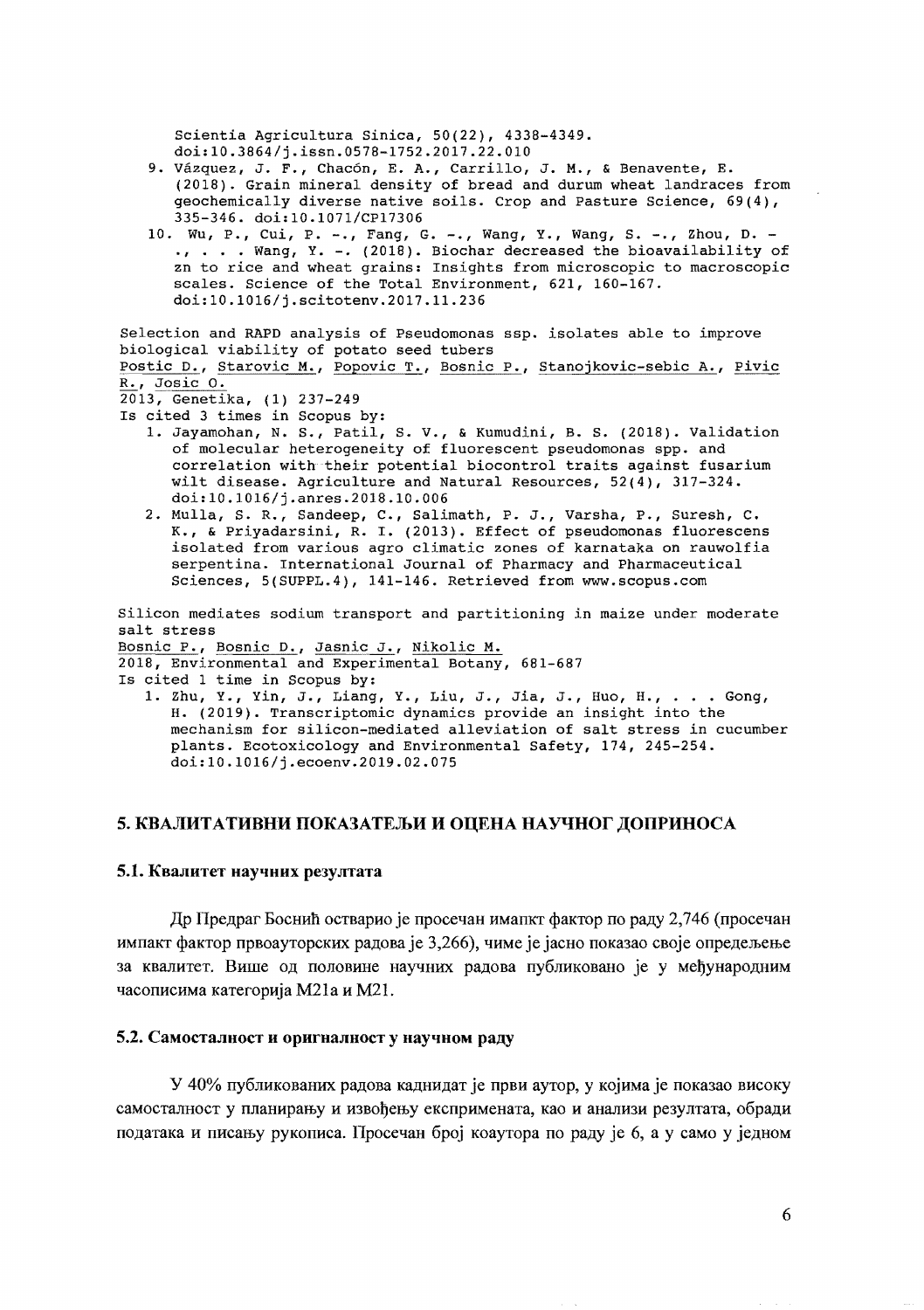Scientia Agricultura Sinica, 50(22), 4338-4349. doi:10.3864/j.issn.0578-1752.2017.22.010

9. Vázquez, J. F., Chacón, E. A., Carrillo, J. M., & Benavente, E. (2018). Grain mineral density of bread and durum wheat landraces from geochemically diverse native soils. Crop and Pasture Science, 69(4), 335-346. doi:10.1071/CP17306
10. Wu, P., Cui, P. -., Fang, G. -., Wang, Y., Wang, S. -., Zhou, D. -., . . . Wang, Y. -. (2018). Biochar decreased the bioavailability of zn to rice and wheat grains: Insights from microscopic to macroscopic scales. Science of the Total Environment, 621, 160-167. doi:10.1016/j.scitotenv.2017.11.236

Selection and RAPD analysis of Pseudomonas ssp. isolates able to improve biological viability of potato seed tubers
Postic D., Starovic M., Popovic T., Bosnic P., Stanojkovic-sebic A., Pivic R., Josic O.
2013, Genetika, (1) 237-249
Is cited 3 times in Scopus by:

1. Jayamohan, N. S., Patil, S. V., & Kumudini, B. S. (2018). Validation of molecular heterogeneity of fluorescent pseudomonas spp. and correlation with their potential biocontrol traits against fusarium wilt disease. Agriculture and Natural Resources, 52(4), 317-324. doi:10.1016/j.anres.2018.10.006
2. Mulla, S. R., Sandeep, C., Salimath, P. J., Varsha, P., Suresh, C. K., & Priyadarsini, R. I. (2013). Effect of pseudomonas fluorescens isolated from various agro climatic zones of karnataka on rauwolfia serpentina. International Journal of Pharmacy and Pharmaceutical Sciences, 5(SUPPL.4), 141-146. Retrieved from www.scopus.com

Silicon mediates sodium transport and partitioning in maize under moderate salt stress
Bosnic P., Bosnic D., Jasnic J., Nikolic M.
2018, Environmental and Experimental Botany, 681-687
Is cited 1 time in Scopus by:

1. Zhu, Y., Yin, J., Liang, Y., Liu, J., Jia, J., Huo, H., . . . Gong, H. (2019). Transcriptomic dynamics provide an insight into the mechanism for silicon-mediated alleviation of salt stress in cucumber plants. Ecotoxicology and Environmental Safety, 174, 245-254. doi:10.1016/j.ecoenv.2019.02.075

## 5. КВАЛИТАТИВНИ ПОКАЗАТЕЉИ И ОЦЕНА НАУЧНОГ ДОПРИНОСА

### 5.1. Квалитет научних резултата

Др Предраг Боснић остварио је просечан имапкт фактор по раду 2,746 (просечан импакт фактор првоауторских радова је 3,266), чиме је јасно показао своје опредељење за квалитет. Више од половине научних радова публиковано је у међународним часописима категорија M21a и M21.

### 5.2. Самосталност и оригналност у научном раду

У 40% публикованих радова каднидат је први аутор, у којима је показао високу самосталност у планирању и извођењу експримената, као и анализи резултата, обради података и писању рукописа. Просечан број коаутора по раду је 6, а у само у једном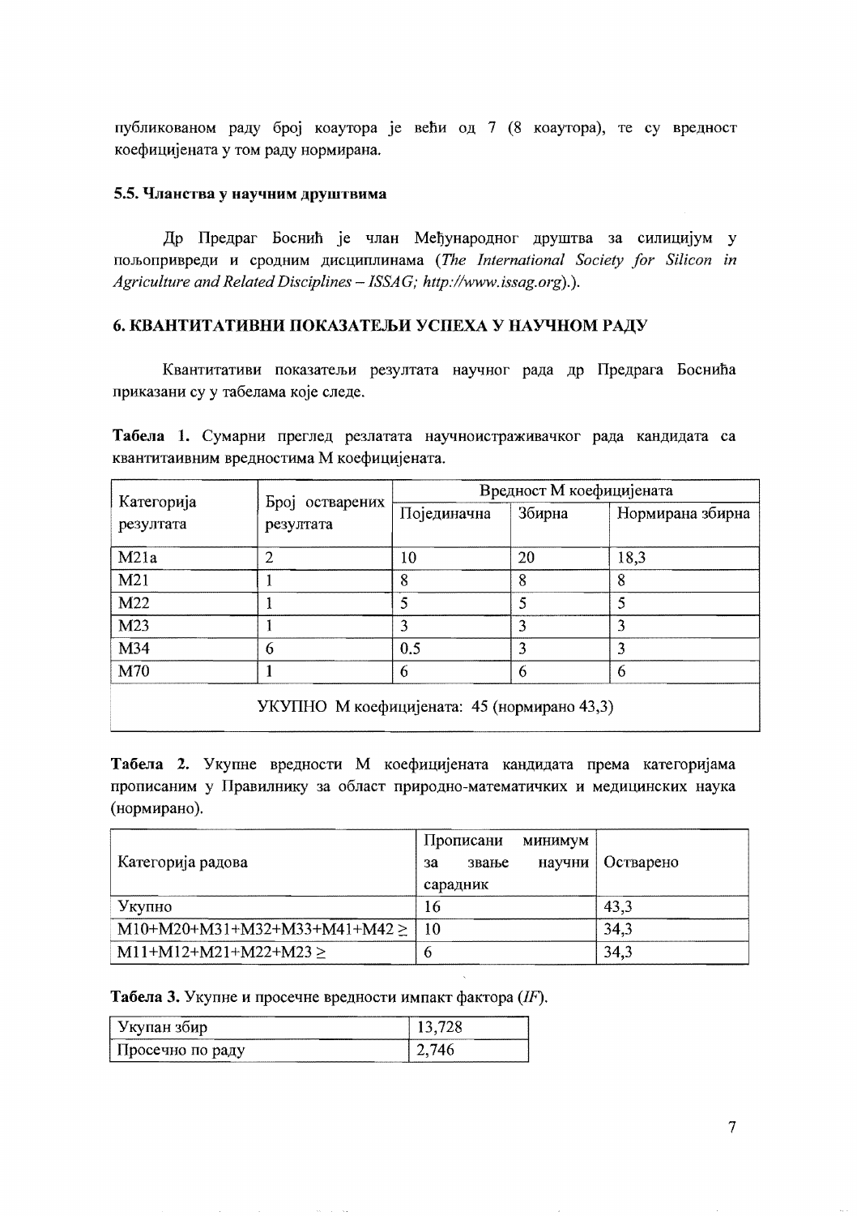публикованом раду број коаутора је већи од 7 (8 коаутора), те су вредност коефицијената у том раду нормирана.

### 5.5. Чланства у научним друштвима

Др Предраг Боснић је члан Међународног друштва за силицијум у пољопривреди и сродним дисциплинама (*The International Society for Silicon in Agriculture and Related Disciplines – ISSAG; http://www.issag.org*).).

## 6. КВАНТИТАТИВНИ ПОКАЗАТЕЉИ УСПЕХА У НАУЧНОМ РАДУ

Квантитативи показатељи резултата научног рада др Предрага Боснића приказани су у табелама које следе.

**Табела 1.** Сумарни преглед резлатата научноистраживачког рада кандидата са квантитаивним вредностима М коефицијената.

| Категорија резултата | Број остварених резултата | Вредност М коефицијената | | |
|---|---|---|---|---|
| | | Појединачна | Збирна | Нормирана збирна |
| M21a | 2 | 10 | 20 | 18,3 |
| M21 | 1 | 8 | 8 | 8 |
| M22 | 1 | 5 | 5 | 5 |
| M23 | 1 | 3 | 3 | 3 |
| M34 | 6 | 0.5 | 3 | 3 |
| M70 | 1 | 6 | 6 | 6 |
| УКУПНО М коефицијената: 45 (нормирано 43,3) | | | | |

**Табела 2.** Укупне вредности М коефицијената кандидата према категоријама прописаним у Правилнику за област природно-математичких и медицинских наука (нормирано).

| Категорија радова | Прописани минимум за звање научни сарадник | Остварено |
|---|---|---|
| Укупно | 16 | 43,3 |
| M10+M20+M31+M32+M33+M41+M42 ≥ | 10 | 34,3 |
| M11+M12+M21+M22+M23 ≥ | 6 | 34,3 |

**Табела 3.** Укупне и просечне вредности импакт фактора (*IF*).

| Укупан збир | 13,728 |
|---|---|
| Просечно по раду | 2,746 |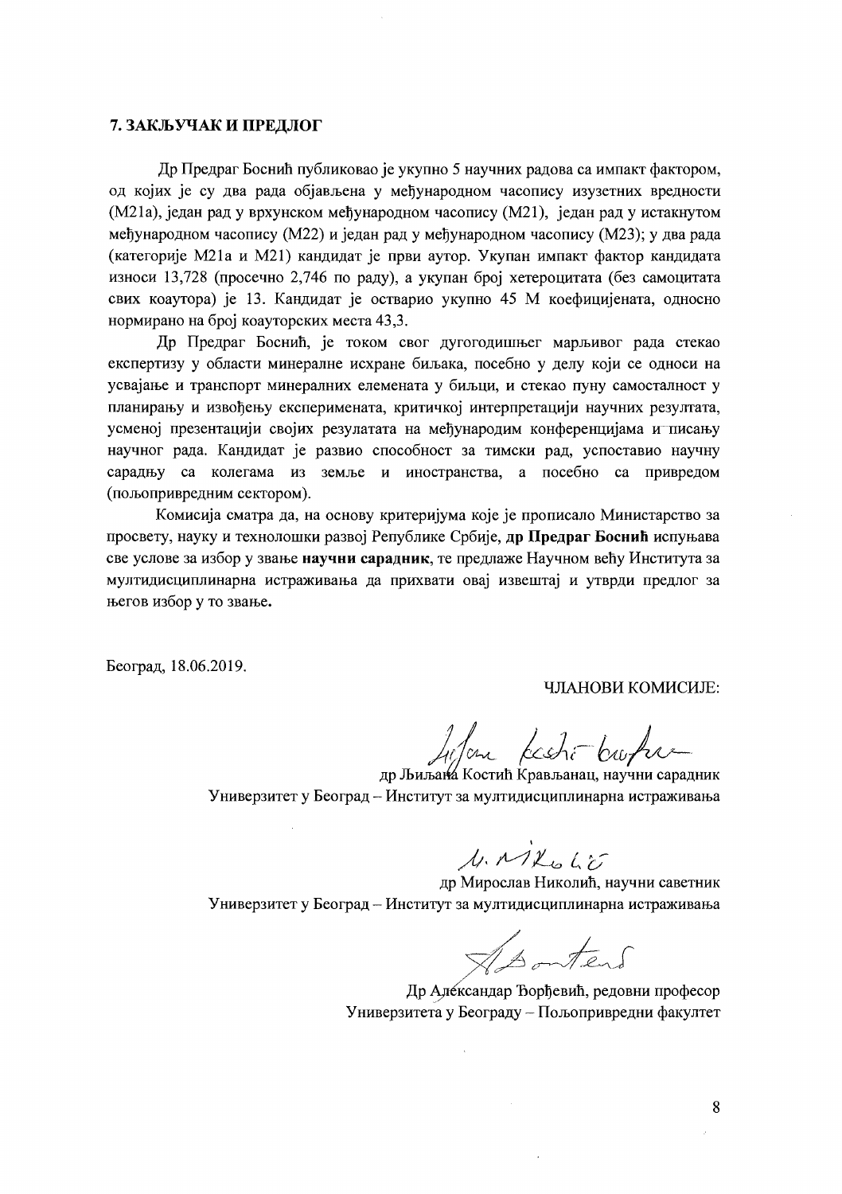## 7. ЗАКЉУЧАК И ПРЕДЛОГ

Др Предраг Боснић публиковао је укупно 5 научних радова са импакт фактором, од којих је су два рада објављена у међународном часопису изузетних вредности (М21а), један рад у врхунском међународном часопису (М21), један рад у истакнутом међународном часопису (М22) и један рад у међународном часопису (М23); у два рада (категорије М21а и М21) кандидат је први аутор. Укупан импакт фактор кандидата износи 13,728 (просечно 2,746 по раду), а укупан број хетероцитата (без самоцитата свих коаутора) је 13. Кандидат је остварио укупно 45 М коефицијената, односно нормирано на број коауторских места 43,3.

Др Предраг Боснић, је током свог дугогодишњег марљивог рада стекао експертизу у области минералне исхране биљака, посебно у делу који се односи на усвајање и транспорт минералних елемената у биљци, и стекао пуну самосталност у планирању и извођењу експеримената, критичкој интерпретацији научних резултата, усменој презентацији својих резултата на међународим конференцијама и писању научног рада. Кандидат је развио способност за тимски рад, успоставио научну сарадњу са колегама из земље и иностранства, а посебно са привредом (пољопривредним сектором).

Комисија сматра да, на основу критеријума које је прописало Министарство за просвету, науку и технолошки развој Републике Србије, **др Предраг Боснић** испуњава све услове за избор у звање **научни сарадник**, те предлаже Научном већу Института за мултидисциплинарна истраживања да прихвати овај извештај и утврди предлог за његов избор у то звање.

Београд, 18.06.2019.

ЧЛАНОВИ КОМИСИЈЕ:

др Љиљана Костић Крављанац, научни сарадник
Универзитет у Београд – Институт за мултидисциплинарна истраживања

др Мирослав Николић, научни саветник
Универзитет у Београд – Институт за мултидисциплинарна истраживања

Др Александар Ђорђевић, редовни професор
Универзитета у Београду – Пољопривредни факултет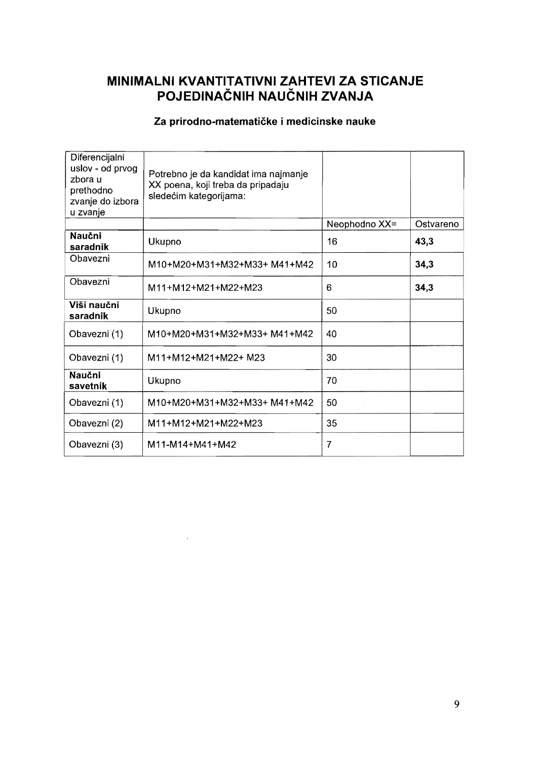# MINIMALNI KVANTITATIVNI ZAHTEVI ZA STICANJE POJEDINAČNIH NAUČNIH ZVANJA

### Za prirodno-matematičke i medicinske nauke

| Diferencijalni uslov - od prvog zbora u prethodno zvanje do izbora u zvanje | Potrebno je da kandidat ima najmanje XX poena, koji treba da pripadaju sledećim kategorijama: | | |
|---|---|---|---|
| | | Neophodno XX= | Ostvareno |
| **Naučni saradnik** | Ukupno | 16 | **43,3** |
| Obavezni | M10+M20+M31+M32+M33+ M41+M42 | 10 | **34,3** |
| Obavezni | M11+M12+M21+M22+M23 | 6 | **34,3** |
| **Viši naučni saradnik** | Ukupno | 50 | |
| Obavezni (1) | M10+M20+M31+M32+M33+ M41+M42 | 40 | |
| Obavezni (1) | M11+M12+M21+M22+ M23 | 30 | |
| **Naučni savetnik** | Ukupno | 70 | |
| Obavezni (1) | M10+M20+M31+M32+M33+ M41+M42 | 50 | |
| Obavezni (2) | M11+M12+M21+M22+M23 | 35 | |
| Obavezni (3) | M11-M14+M41+M42 | 7 | |